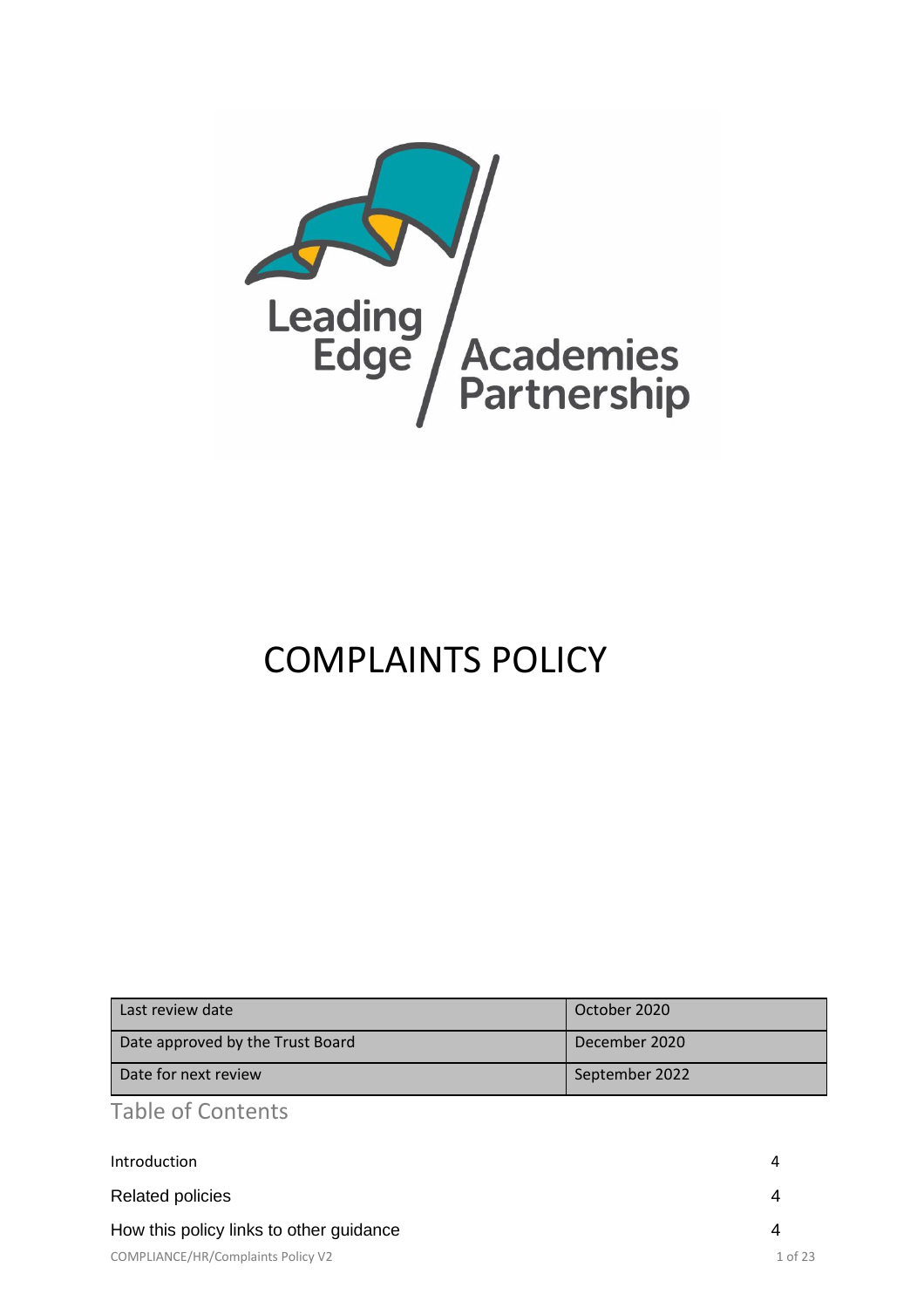Leading Edge Academies Partnership

# COMPLIANCE POLICY

| Last review date | October 2020 |
|---|---|
| Date approved by the Trust Board | December 2020 |
| Date for next review | September 2022 |

## Table of Contents

Introduction 4

Related policies 4

How this policy links to other guidance 4

Leading Edge Academies Partnership

# COMPLAINTS POLICY

| Last review date | October 2020 |
|---|---|
| Date approved by the Trust Board | December 2020 |
| Date for next review | September 2022 |

## Table of Contents

Introduction 4

Related policies 4

How this policy links to other guidance 4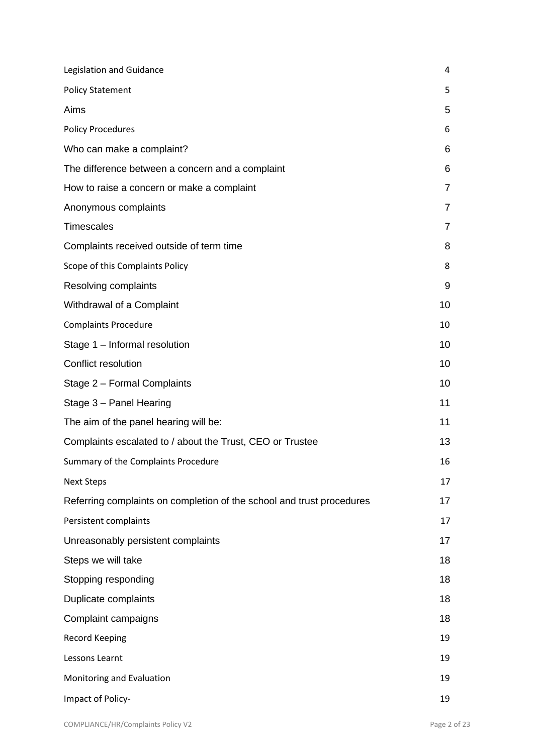| | |
|---|---|
| Legislation and Guidance | 4 |
| Policy Statement | 5 |
| Aims | 5 |
| Policy Procedures | 6 |
| Who can make a complaint? | 6 |
| The difference between a concern and a complaint | 6 |
| How to raise a concern or make a complaint | 7 |
| Anonymous complaints | 7 |
| Timescales | 7 |
| Complaints received outside of term time | 8 |
| Scope of this Complaints Policy | 8 |
| Resolving complaints | 9 |
| Withdrawal of a Complaint | 10 |
| Complaints Procedure | 10 |
| Stage 1 – Informal resolution | 10 |
| Conflict resolution | 10 |
| Stage 2 – Formal Complaints | 10 |
| Stage 3 – Panel Hearing | 11 |
| The aim of the panel hearing will be: | 11 |
| Complaints escalated to / about the Trust, CEO or Trustee | 13 |
| Summary of the Complaints Procedure | 16 |
| Next Steps | 17 |
| Referring complaints on completion of the school and trust procedures | 17 |
| Persistent complaints | 17 |
| Unreasonably persistent complaints | 17 |
| Steps we will take | 18 |
| Stopping responding | 18 |
| Duplicate complaints | 18 |
| Complaint campaigns | 18 |
| Record Keeping | 19 |
| Lessons Learnt | 19 |
| Monitoring and Evaluation | 19 |
| Impact of Policy- | 19 |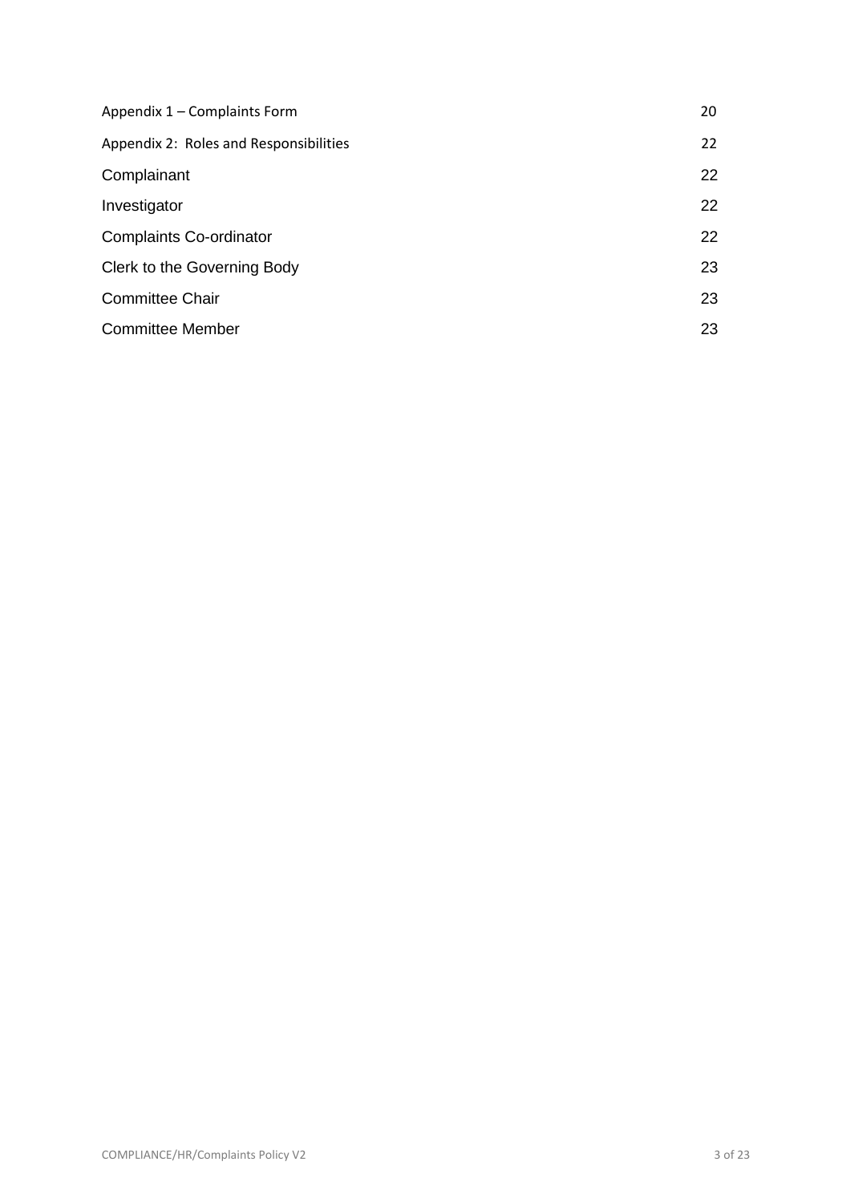| | |
|---|---|
| Appendix 1 – Complaints Form | 20 |
| Appendix 2: Roles and Responsibilities | 22 |
| Complainant | 22 |
| Investigator | 22 |
| Complaints Co-ordinator | 22 |
| Clerk to the Governing Body | 23 |
| Committee Chair | 23 |
| Committee Member | 23 |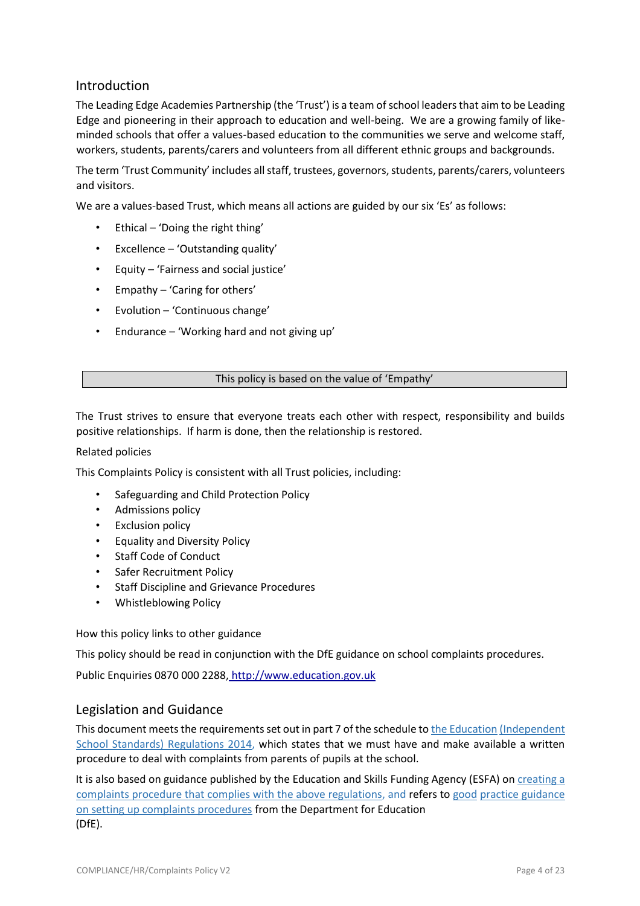## Introduction

The Leading Edge Academies Partnership (the 'Trust') is a team of school leaders that aim to be Leading Edge and pioneering in their approach to education and well-being. We are a growing family of like-minded schools that offer a values-based education to the communities we serve and welcome staff, workers, students, parents/carers and volunteers from all different ethnic groups and backgrounds.

The term 'Trust Community' includes all staff, trustees, governors, students, parents/carers, volunteers and visitors.

We are a values-based Trust, which means all actions are guided by our six 'Es' as follows:

- Ethical – 'Doing the right thing'
- Excellence – 'Outstanding quality'
- Equity – 'Fairness and social justice'
- Empathy – 'Caring for others'
- Evolution – 'Continuous change'
- Endurance – 'Working hard and not giving up'

| This policy is based on the value of 'Empathy' |
|---|

The Trust strives to ensure that everyone treats each other with respect, responsibility and builds positive relationships. If harm is done, then the relationship is restored.

Related policies

This Complaints Policy is consistent with all Trust policies, including:

- Safeguarding and Child Protection Policy
- Admissions policy
- Exclusion policy
- Equality and Diversity Policy
- Staff Code of Conduct
- Safer Recruitment Policy
- Staff Discipline and Grievance Procedures
- Whistleblowing Policy

How this policy links to other guidance

This policy should be read in conjunction with the DfE guidance on school complaints procedures.

Public Enquiries 0870 000 2288, http://www.education.gov.uk

## Legislation and Guidance

This document meets the requirements set out in part 7 of the schedule to the Education (Independent School Standards) Regulations 2014, which states that we must have and make available a written procedure to deal with complaints from parents of pupils at the school.

It is also based on guidance published by the Education and Skills Funding Agency (ESFA) on creating a complaints procedure that complies with the above regulations, and refers to good practice guidance on setting up complaints procedures from the Department for Education (DfE).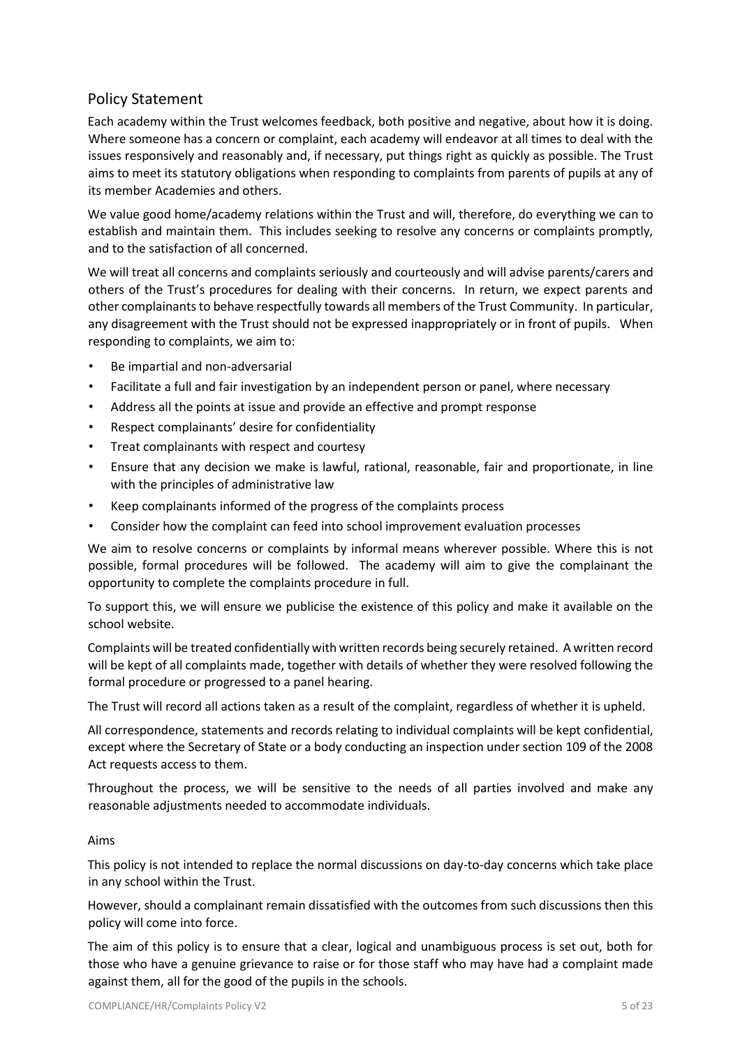## Policy Statement

Each academy within the Trust welcomes feedback, both positive and negative, about how it is doing. Where someone has a concern or complaint, each academy will endeavor at all times to deal with the issues responsively and reasonably and, if necessary, put things right as quickly as possible. The Trust aims to meet its statutory obligations when responding to complaints from parents of pupils at any of its member Academies and others.

We value good home/academy relations within the Trust and will, therefore, do everything we can to establish and maintain them. This includes seeking to resolve any concerns or complaints promptly, and to the satisfaction of all concerned.

We will treat all concerns and complaints seriously and courteously and will advise parents/carers and others of the Trust's procedures for dealing with their concerns. In return, we expect parents and other complainants to behave respectfully towards all members of the Trust Community. In particular, any disagreement with the Trust should not be expressed inappropriately or in front of pupils. When responding to complaints, we aim to:

- Be impartial and non-adversarial
- Facilitate a full and fair investigation by an independent person or panel, where necessary
- Address all the points at issue and provide an effective and prompt response
- Respect complainants' desire for confidentiality
- Treat complainants with respect and courtesy
- Ensure that any decision we make is lawful, rational, reasonable, fair and proportionate, in line with the principles of administrative law
- Keep complainants informed of the progress of the complaints process
- Consider how the complaint can feed into school improvement evaluation processes

We aim to resolve concerns or complaints by informal means wherever possible. Where this is not possible, formal procedures will be followed. The academy will aim to give the complainant the opportunity to complete the complaints procedure in full.

To support this, we will ensure we publicise the existence of this policy and make it available on the school website.

Complaints will be treated confidentially with written records being securely retained. A written record will be kept of all complaints made, together with details of whether they were resolved following the formal procedure or progressed to a panel hearing.

The Trust will record all actions taken as a result of the complaint, regardless of whether it is upheld.

All correspondence, statements and records relating to individual complaints will be kept confidential, except where the Secretary of State or a body conducting an inspection under section 109 of the 2008 Act requests access to them.

Throughout the process, we will be sensitive to the needs of all parties involved and make any reasonable adjustments needed to accommodate individuals.

### Aims

This policy is not intended to replace the normal discussions on day-to-day concerns which take place in any school within the Trust.

However, should a complainant remain dissatisfied with the outcomes from such discussions then this policy will come into force.

The aim of this policy is to ensure that a clear, logical and unambiguous process is set out, both for those who have a genuine grievance to raise or for those staff who may have had a complaint made against them, all for the good of the pupils in the schools.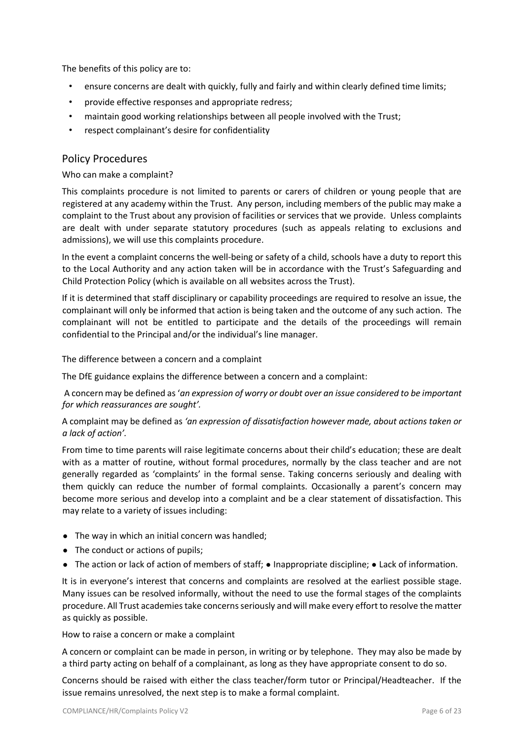The benefits of this policy are to:

- ensure concerns are dealt with quickly, fully and fairly and within clearly defined time limits;
- provide effective responses and appropriate redress;
- maintain good working relationships between all people involved with the Trust;
- respect complainant's desire for confidentiality

## Policy Procedures

Who can make a complaint?

This complaints procedure is not limited to parents or carers of children or young people that are registered at any academy within the Trust. Any person, including members of the public may make a complaint to the Trust about any provision of facilities or services that we provide. Unless complaints are dealt with under separate statutory procedures (such as appeals relating to exclusions and admissions), we will use this complaints procedure.

In the event a complaint concerns the well-being or safety of a child, schools have a duty to report this to the Local Authority and any action taken will be in accordance with the Trust's Safeguarding and Child Protection Policy (which is available on all websites across the Trust).

If it is determined that staff disciplinary or capability proceedings are required to resolve an issue, the complainant will only be informed that action is being taken and the outcome of any such action. The complainant will not be entitled to participate and the details of the proceedings will remain confidential to the Principal and/or the individual's line manager.

The difference between a concern and a complaint

The DfE guidance explains the difference between a concern and a complaint:

A concern may be defined as '*an expression of worry or doubt over an issue considered to be important for which reassurances are sought'.*

A complaint may be defined as *'an expression of dissatisfaction however made, about actions taken or a lack of action'.*

From time to time parents will raise legitimate concerns about their child's education; these are dealt with as a matter of routine, without formal procedures, normally by the class teacher and are not generally regarded as 'complaints' in the formal sense. Taking concerns seriously and dealing with them quickly can reduce the number of formal complaints. Occasionally a parent's concern may become more serious and develop into a complaint and be a clear statement of dissatisfaction. This may relate to a variety of issues including:

- The way in which an initial concern was handled;
- The conduct or actions of pupils;
- The action or lack of action of members of staff; ● Inappropriate discipline; ● Lack of information.

It is in everyone's interest that concerns and complaints are resolved at the earliest possible stage. Many issues can be resolved informally, without the need to use the formal stages of the complaints procedure. All Trust academies take concerns seriously and will make every effort to resolve the matter as quickly as possible.

How to raise a concern or make a complaint

A concern or complaint can be made in person, in writing or by telephone. They may also be made by a third party acting on behalf of a complainant, as long as they have appropriate consent to do so.

Concerns should be raised with either the class teacher/form tutor or Principal/Headteacher. If the issue remains unresolved, the next step is to make a formal complaint.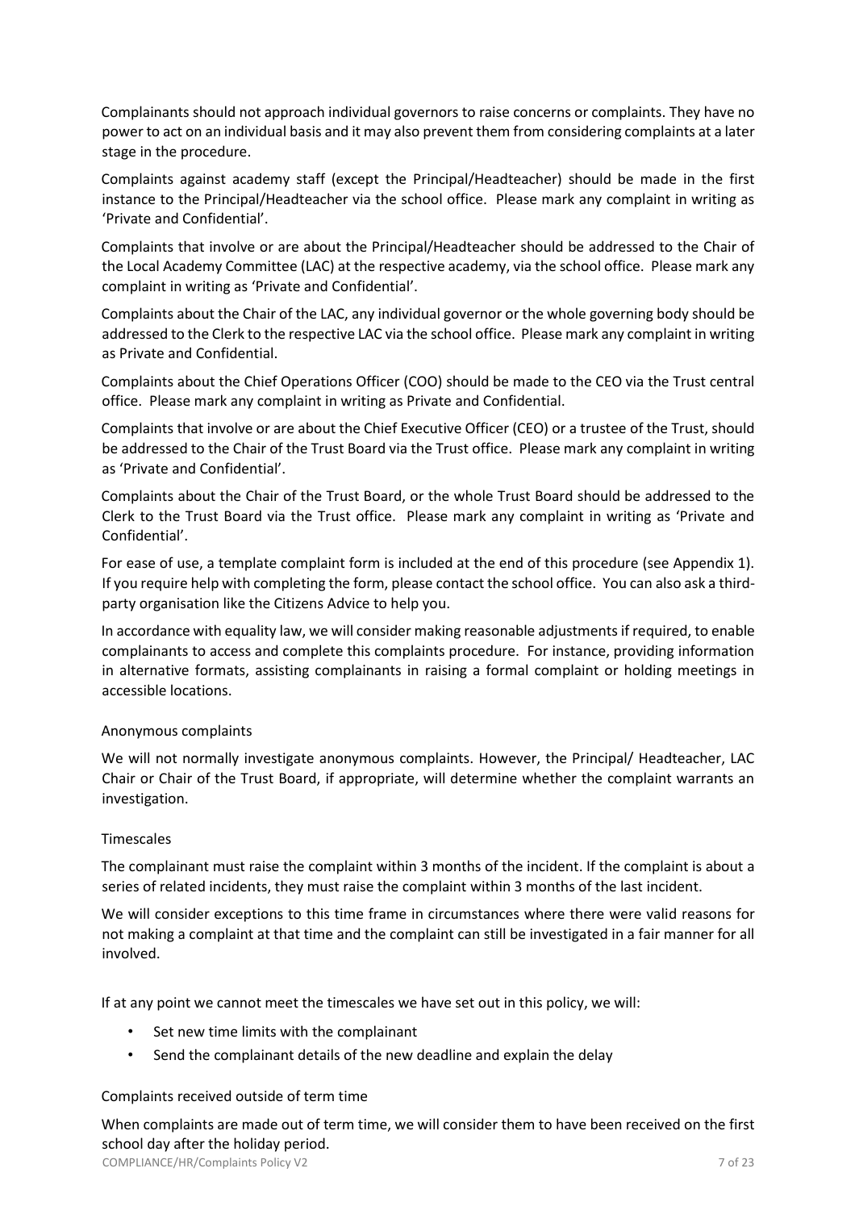Complainants should not approach individual governors to raise concerns or complaints. They have no power to act on an individual basis and it may also prevent them from considering complaints at a later stage in the procedure.

Complaints against academy staff (except the Principal/Headteacher) should be made in the first instance to the Principal/Headteacher via the school office. Please mark any complaint in writing as 'Private and Confidential'.

Complaints that involve or are about the Principal/Headteacher should be addressed to the Chair of the Local Academy Committee (LAC) at the respective academy, via the school office. Please mark any complaint in writing as 'Private and Confidential'.

Complaints about the Chair of the LAC, any individual governor or the whole governing body should be addressed to the Clerk to the respective LAC via the school office. Please mark any complaint in writing as Private and Confidential.

Complaints about the Chief Operations Officer (COO) should be made to the CEO via the Trust central office. Please mark any complaint in writing as Private and Confidential.

Complaints that involve or are about the Chief Executive Officer (CEO) or a trustee of the Trust, should be addressed to the Chair of the Trust Board via the Trust office. Please mark any complaint in writing as 'Private and Confidential'.

Complaints about the Chair of the Trust Board, or the whole Trust Board should be addressed to the Clerk to the Trust Board via the Trust office. Please mark any complaint in writing as 'Private and Confidential'.

For ease of use, a template complaint form is included at the end of this procedure (see Appendix 1). If you require help with completing the form, please contact the school office. You can also ask a third-party organisation like the Citizens Advice to help you.

In accordance with equality law, we will consider making reasonable adjustments if required, to enable complainants to access and complete this complaints procedure. For instance, providing information in alternative formats, assisting complainants in raising a formal complaint or holding meetings in accessible locations.

### Anonymous complaints

We will not normally investigate anonymous complaints. However, the Principal/ Headteacher, LAC Chair or Chair of the Trust Board, if appropriate, will determine whether the complaint warrants an investigation.

### Timescales

The complainant must raise the complaint within 3 months of the incident. If the complaint is about a series of related incidents, they must raise the complaint within 3 months of the last incident.

We will consider exceptions to this time frame in circumstances where there were valid reasons for not making a complaint at that time and the complaint can still be investigated in a fair manner for all involved.

If at any point we cannot meet the timescales we have set out in this policy, we will:

- Set new time limits with the complainant
- Send the complainant details of the new deadline and explain the delay

### Complaints received outside of term time

When complaints are made out of term time, we will consider them to have been received on the first school day after the holiday period.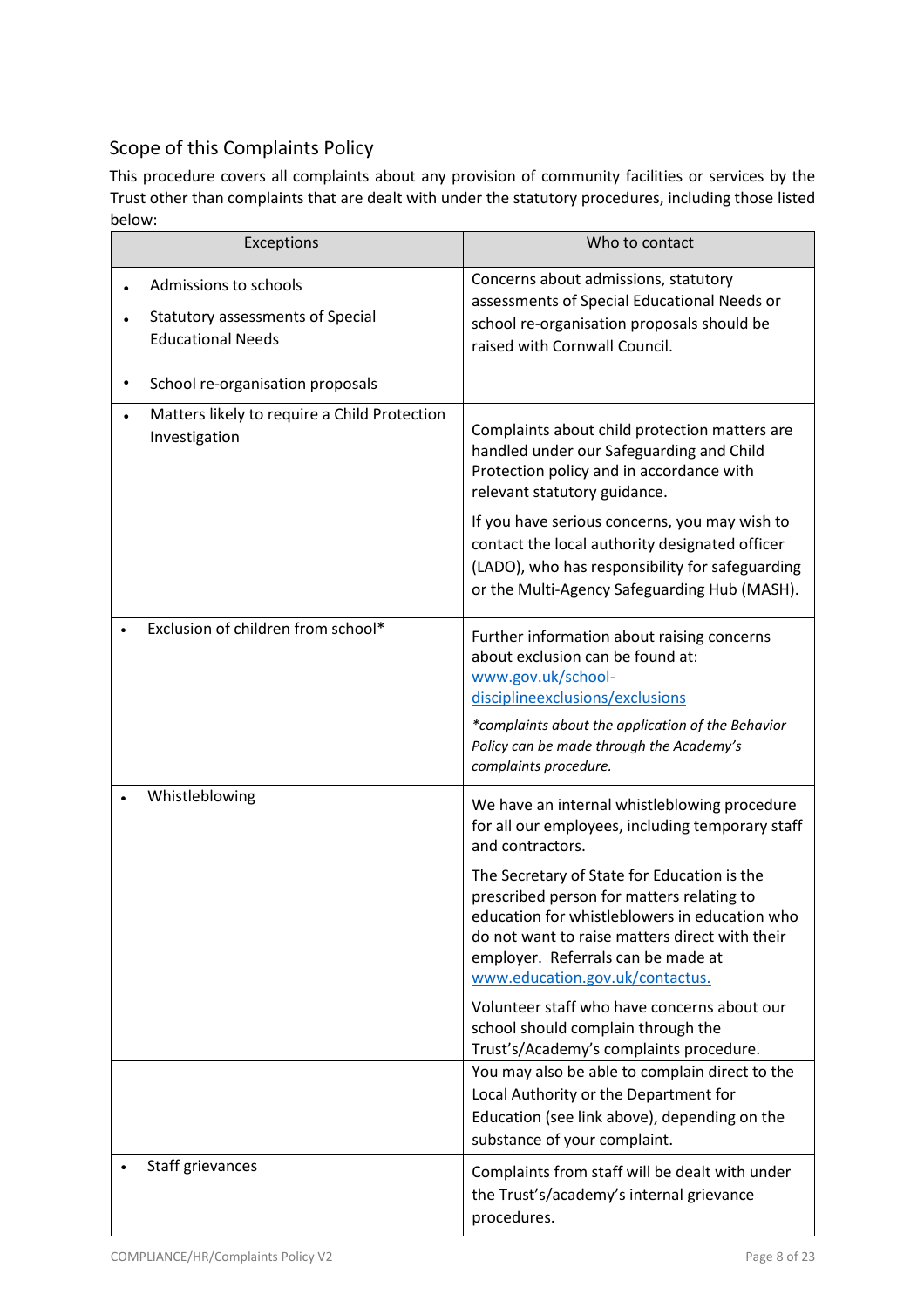## Scope of this Complaints Policy

This procedure covers all complaints about any provision of community facilities or services by the Trust other than complaints that are dealt with under the statutory procedures, including those listed below:

| Exceptions | Who to contact |
|---|---|
| • Admissions to schools<br>• Statutory assessments of Special Educational Needs<br>• School re-organisation proposals | Concerns about admissions, statutory assessments of Special Educational Needs or school re-organisation proposals should be raised with Cornwall Council. |
| • Matters likely to require a Child Protection Investigation | Complaints about child protection matters are handled under our Safeguarding and Child Protection policy and in accordance with relevant statutory guidance.<br><br>If you have serious concerns, you may wish to contact the local authority designated officer (LADO), who has responsibility for safeguarding or the Multi-Agency Safeguarding Hub (MASH). |
| • Exclusion of children from school* | Further information about raising concerns about exclusion can be found at: [www.gov.uk/school-disciplineexclusions/exclusions](www.gov.uk/school-disciplineexclusions/exclusions)<br><br>*\*complaints about the application of the Behavior Policy can be made through the Academy's complaints procedure.* |
| • Whistleblowing | We have an internal whistleblowing procedure for all our employees, including temporary staff and contractors.<br><br>The Secretary of State for Education is the prescribed person for matters relating to education for whistleblowers in education who do not want to raise matters direct with their employer. Referrals can be made at [www.education.gov.uk/contactus.](www.education.gov.uk/contactus)<br><br>Volunteer staff who have concerns about our school should complain through the Trust's/Academy's complaints procedure. |
| | You may also be able to complain direct to the Local Authority or the Department for Education (see link above), depending on the substance of your complaint. |
| • Staff grievances | Complaints from staff will be dealt with under the Trust's/academy's internal grievance procedures. |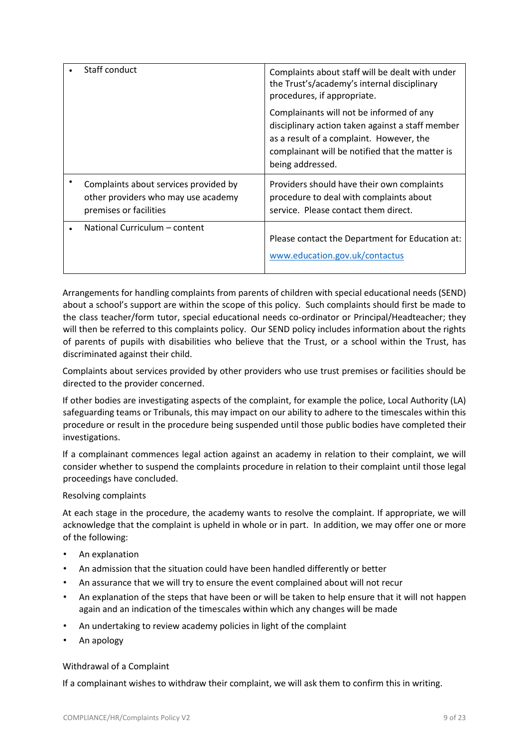| | |
|---|---|
| • Staff conduct | Complaints about staff will be dealt with under the Trust's/academy's internal disciplinary procedures, if appropriate.<br><br>Complainants will not be informed of any disciplinary action taken against a staff member as a result of a complaint. However, the complainant will be notified that the matter is being addressed. |
| • Complaints about services provided by other providers who may use academy premises or facilities | Providers should have their own complaints procedure to deal with complaints about service. Please contact them direct. |
| • National Curriculum – content | Please contact the Department for Education at: [www.education.gov.uk/contactus](http://www.education.gov.uk/contactus) |

Arrangements for handling complaints from parents of children with special educational needs (SEND) about a school's support are within the scope of this policy. Such complaints should first be made to the class teacher/form tutor, special educational needs co-ordinator or Principal/Headteacher; they will then be referred to this complaints policy. Our SEND policy includes information about the rights of parents of pupils with disabilities who believe that the Trust, or a school within the Trust, has discriminated against their child.

Complaints about services provided by other providers who use trust premises or facilities should be directed to the provider concerned.

If other bodies are investigating aspects of the complaint, for example the police, Local Authority (LA) safeguarding teams or Tribunals, this may impact on our ability to adhere to the timescales within this procedure or result in the procedure being suspended until those public bodies have completed their investigations.

If a complainant commences legal action against an academy in relation to their complaint, we will consider whether to suspend the complaints procedure in relation to their complaint until those legal proceedings have concluded.

Resolving complaints

At each stage in the procedure, the academy wants to resolve the complaint. If appropriate, we will acknowledge that the complaint is upheld in whole or in part. In addition, we may offer one or more of the following:

- An explanation
- An admission that the situation could have been handled differently or better
- An assurance that we will try to ensure the event complained about will not recur
- An explanation of the steps that have been or will be taken to help ensure that it will not happen again and an indication of the timescales within which any changes will be made
- An undertaking to review academy policies in light of the complaint
- An apology

Withdrawal of a Complaint

If a complainant wishes to withdraw their complaint, we will ask them to confirm this in writing.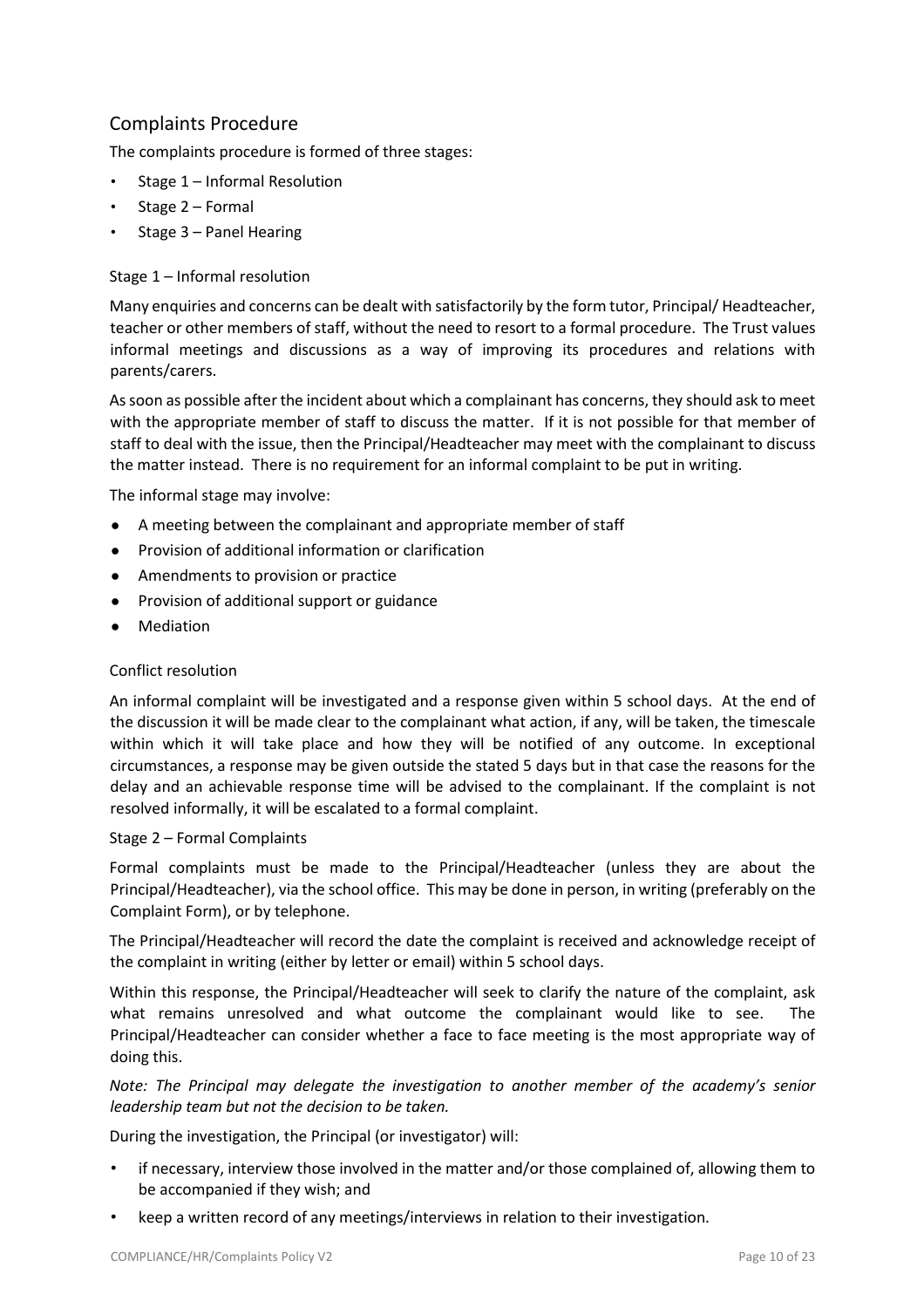## Complaints Procedure

The complaints procedure is formed of three stages:

- Stage 1 – Informal Resolution
- Stage 2 – Formal
- Stage 3 – Panel Hearing

### Stage 1 – Informal resolution

Many enquiries and concerns can be dealt with satisfactorily by the form tutor, Principal/ Headteacher, teacher or other members of staff, without the need to resort to a formal procedure. The Trust values informal meetings and discussions as a way of improving its procedures and relations with parents/carers.

As soon as possible after the incident about which a complainant has concerns, they should ask to meet with the appropriate member of staff to discuss the matter. If it is not possible for that member of staff to deal with the issue, then the Principal/Headteacher may meet with the complainant to discuss the matter instead. There is no requirement for an informal complaint to be put in writing.

The informal stage may involve:

- A meeting between the complainant and appropriate member of staff
- Provision of additional information or clarification
- Amendments to provision or practice
- Provision of additional support or guidance
- Mediation

### Conflict resolution

An informal complaint will be investigated and a response given within 5 school days. At the end of the discussion it will be made clear to the complainant what action, if any, will be taken, the timescale within which it will take place and how they will be notified of any outcome. In exceptional circumstances, a response may be given outside the stated 5 days but in that case the reasons for the delay and an achievable response time will be advised to the complainant. If the complaint is not resolved informally, it will be escalated to a formal complaint.

### Stage 2 – Formal Complaints

Formal complaints must be made to the Principal/Headteacher (unless they are about the Principal/Headteacher), via the school office. This may be done in person, in writing (preferably on the Complaint Form), or by telephone.

The Principal/Headteacher will record the date the complaint is received and acknowledge receipt of the complaint in writing (either by letter or email) within 5 school days.

Within this response, the Principal/Headteacher will seek to clarify the nature of the complaint, ask what remains unresolved and what outcome the complainant would like to see. The Principal/Headteacher can consider whether a face to face meeting is the most appropriate way of doing this.

*Note: The Principal may delegate the investigation to another member of the academy's senior leadership team but not the decision to be taken.*

During the investigation, the Principal (or investigator) will:

- if necessary, interview those involved in the matter and/or those complained of, allowing them to be accompanied if they wish; and
- keep a written record of any meetings/interviews in relation to their investigation.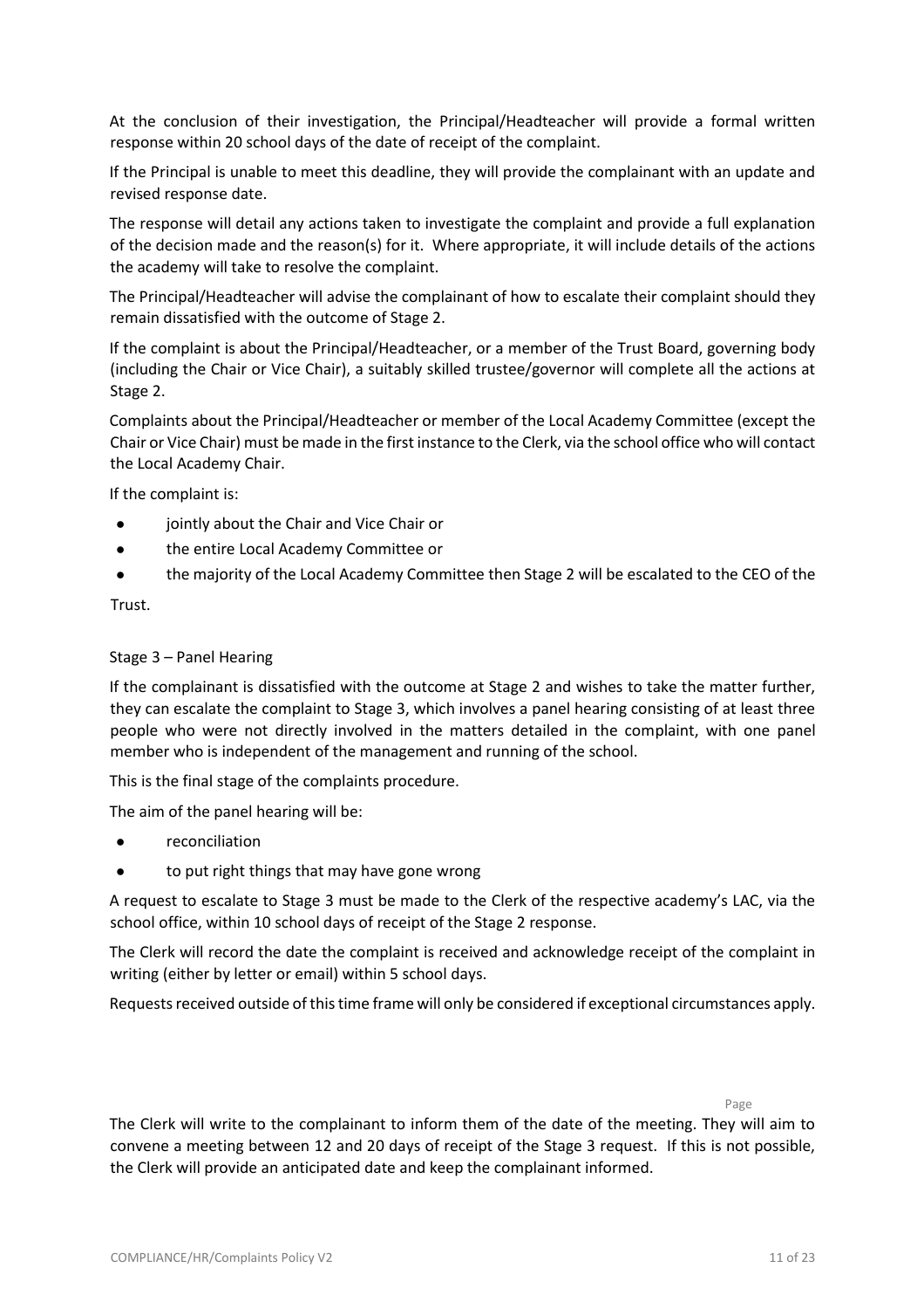At the conclusion of their investigation, the Principal/Headteacher will provide a formal written response within 20 school days of the date of receipt of the complaint.

If the Principal is unable to meet this deadline, they will provide the complainant with an update and revised response date.

The response will detail any actions taken to investigate the complaint and provide a full explanation of the decision made and the reason(s) for it. Where appropriate, it will include details of the actions the academy will take to resolve the complaint.

The Principal/Headteacher will advise the complainant of how to escalate their complaint should they remain dissatisfied with the outcome of Stage 2.

If the complaint is about the Principal/Headteacher, or a member of the Trust Board, governing body (including the Chair or Vice Chair), a suitably skilled trustee/governor will complete all the actions at Stage 2.

Complaints about the Principal/Headteacher or member of the Local Academy Committee (except the Chair or Vice Chair) must be made in the first instance to the Clerk, via the school office who will contact the Local Academy Chair.

If the complaint is:

- jointly about the Chair and Vice Chair or
- the entire Local Academy Committee or
- the majority of the Local Academy Committee then Stage 2 will be escalated to the CEO of the Trust.

Stage 3 – Panel Hearing

If the complainant is dissatisfied with the outcome at Stage 2 and wishes to take the matter further, they can escalate the complaint to Stage 3, which involves a panel hearing consisting of at least three people who were not directly involved in the matters detailed in the complaint, with one panel member who is independent of the management and running of the school.

This is the final stage of the complaints procedure.

The aim of the panel hearing will be:

- reconciliation
- to put right things that may have gone wrong

A request to escalate to Stage 3 must be made to the Clerk of the respective academy's LAC, via the school office, within 10 school days of receipt of the Stage 2 response.

The Clerk will record the date the complaint is received and acknowledge receipt of the complaint in writing (either by letter or email) within 5 school days.

Requests received outside of this time frame will only be considered if exceptional circumstances apply.

The Clerk will write to the complainant to inform them of the date of the meeting. They will aim to convene a meeting between 12 and 20 days of receipt of the Stage 3 request. If this is not possible, the Clerk will provide an anticipated date and keep the complainant informed.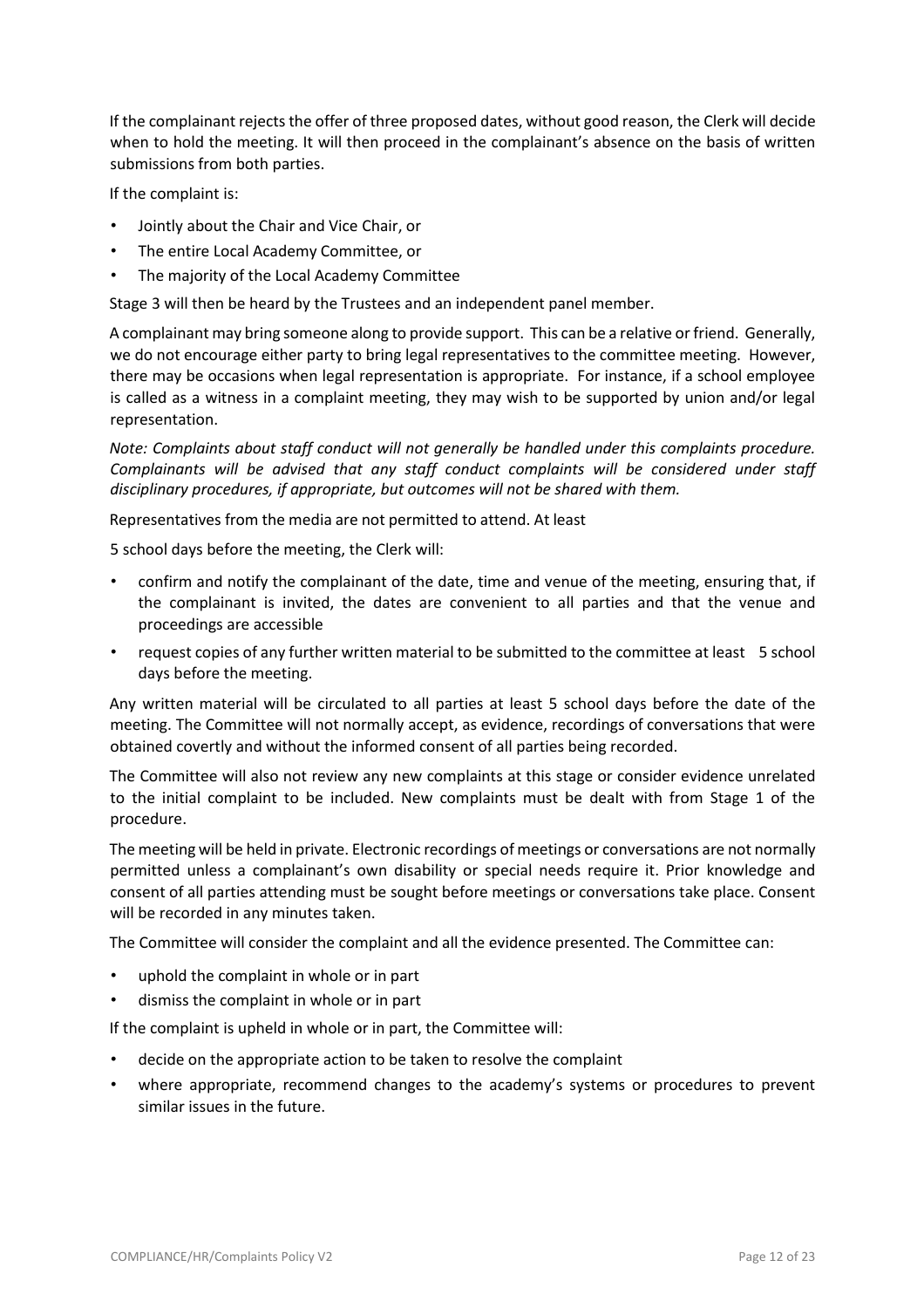If the complainant rejects the offer of three proposed dates, without good reason, the Clerk will decide when to hold the meeting. It will then proceed in the complainant's absence on the basis of written submissions from both parties.

If the complaint is:

- Jointly about the Chair and Vice Chair, or
- The entire Local Academy Committee, or
- The majority of the Local Academy Committee

Stage 3 will then be heard by the Trustees and an independent panel member.

A complainant may bring someone along to provide support. This can be a relative or friend. Generally, we do not encourage either party to bring legal representatives to the committee meeting. However, there may be occasions when legal representation is appropriate. For instance, if a school employee is called as a witness in a complaint meeting, they may wish to be supported by union and/or legal representation.

*Note: Complaints about staff conduct will not generally be handled under this complaints procedure. Complainants will be advised that any staff conduct complaints will be considered under staff disciplinary procedures, if appropriate, but outcomes will not be shared with them.*

Representatives from the media are not permitted to attend. At least

5 school days before the meeting, the Clerk will:

- confirm and notify the complainant of the date, time and venue of the meeting, ensuring that, if the complainant is invited, the dates are convenient to all parties and that the venue and proceedings are accessible
- request copies of any further written material to be submitted to the committee at least 5 school days before the meeting.

Any written material will be circulated to all parties at least 5 school days before the date of the meeting. The Committee will not normally accept, as evidence, recordings of conversations that were obtained covertly and without the informed consent of all parties being recorded.

The Committee will also not review any new complaints at this stage or consider evidence unrelated to the initial complaint to be included. New complaints must be dealt with from Stage 1 of the procedure.

The meeting will be held in private. Electronic recordings of meetings or conversations are not normally permitted unless a complainant's own disability or special needs require it. Prior knowledge and consent of all parties attending must be sought before meetings or conversations take place. Consent will be recorded in any minutes taken.

The Committee will consider the complaint and all the evidence presented. The Committee can:

- uphold the complaint in whole or in part
- dismiss the complaint in whole or in part

If the complaint is upheld in whole or in part, the Committee will:

- decide on the appropriate action to be taken to resolve the complaint
- where appropriate, recommend changes to the academy's systems or procedures to prevent similar issues in the future.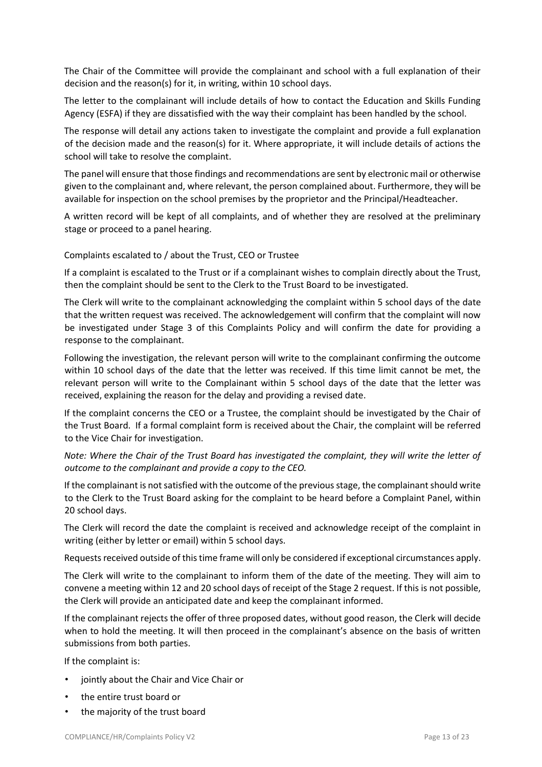The Chair of the Committee will provide the complainant and school with a full explanation of their decision and the reason(s) for it, in writing, within 10 school days.

The letter to the complainant will include details of how to contact the Education and Skills Funding Agency (ESFA) if they are dissatisfied with the way their complaint has been handled by the school.

The response will detail any actions taken to investigate the complaint and provide a full explanation of the decision made and the reason(s) for it. Where appropriate, it will include details of actions the school will take to resolve the complaint.

The panel will ensure that those findings and recommendations are sent by electronic mail or otherwise given to the complainant and, where relevant, the person complained about. Furthermore, they will be available for inspection on the school premises by the proprietor and the Principal/Headteacher.

A written record will be kept of all complaints, and of whether they are resolved at the preliminary stage or proceed to a panel hearing.

### Complaints escalated to / about the Trust, CEO or Trustee

If a complaint is escalated to the Trust or if a complainant wishes to complain directly about the Trust, then the complaint should be sent to the Clerk to the Trust Board to be investigated.

The Clerk will write to the complainant acknowledging the complaint within 5 school days of the date that the written request was received. The acknowledgement will confirm that the complaint will now be investigated under Stage 3 of this Complaints Policy and will confirm the date for providing a response to the complainant.

Following the investigation, the relevant person will write to the complainant confirming the outcome within 10 school days of the date that the letter was received. If this time limit cannot be met, the relevant person will write to the Complainant within 5 school days of the date that the letter was received, explaining the reason for the delay and providing a revised date.

If the complaint concerns the CEO or a Trustee, the complaint should be investigated by the Chair of the Trust Board. If a formal complaint form is received about the Chair, the complaint will be referred to the Vice Chair for investigation.

*Note: Where the Chair of the Trust Board has investigated the complaint, they will write the letter of outcome to the complainant and provide a copy to the CEO.*

If the complainant is not satisfied with the outcome of the previous stage, the complainant should write to the Clerk to the Trust Board asking for the complaint to be heard before a Complaint Panel, within 20 school days.

The Clerk will record the date the complaint is received and acknowledge receipt of the complaint in writing (either by letter or email) within 5 school days.

Requests received outside of this time frame will only be considered if exceptional circumstances apply.

The Clerk will write to the complainant to inform them of the date of the meeting. They will aim to convene a meeting within 12 and 20 school days of receipt of the Stage 2 request. If this is not possible, the Clerk will provide an anticipated date and keep the complainant informed.

If the complainant rejects the offer of three proposed dates, without good reason, the Clerk will decide when to hold the meeting. It will then proceed in the complainant's absence on the basis of written submissions from both parties.

If the complaint is:

- jointly about the Chair and Vice Chair or
- the entire trust board or
- the majority of the trust board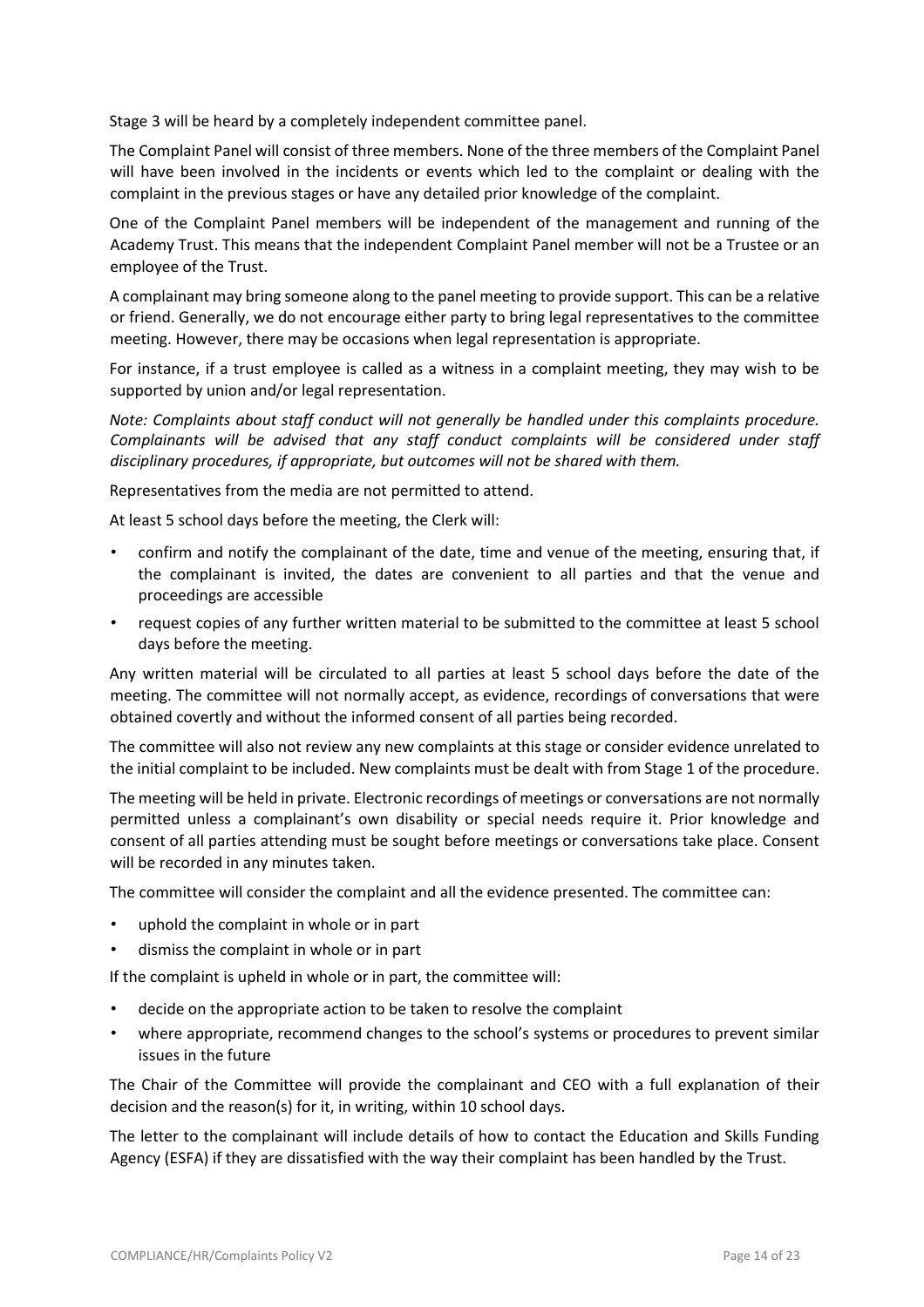Stage 3 will be heard by a completely independent committee panel.

The Complaint Panel will consist of three members. None of the three members of the Complaint Panel will have been involved in the incidents or events which led to the complaint or dealing with the complaint in the previous stages or have any detailed prior knowledge of the complaint.

One of the Complaint Panel members will be independent of the management and running of the Academy Trust. This means that the independent Complaint Panel member will not be a Trustee or an employee of the Trust.

A complainant may bring someone along to the panel meeting to provide support. This can be a relative or friend. Generally, we do not encourage either party to bring legal representatives to the committee meeting. However, there may be occasions when legal representation is appropriate.

For instance, if a trust employee is called as a witness in a complaint meeting, they may wish to be supported by union and/or legal representation.

*Note: Complaints about staff conduct will not generally be handled under this complaints procedure. Complainants will be advised that any staff conduct complaints will be considered under staff disciplinary procedures, if appropriate, but outcomes will not be shared with them.*

Representatives from the media are not permitted to attend.

At least 5 school days before the meeting, the Clerk will:

- confirm and notify the complainant of the date, time and venue of the meeting, ensuring that, if the complainant is invited, the dates are convenient to all parties and that the venue and proceedings are accessible
- request copies of any further written material to be submitted to the committee at least 5 school days before the meeting.

Any written material will be circulated to all parties at least 5 school days before the date of the meeting. The committee will not normally accept, as evidence, recordings of conversations that were obtained covertly and without the informed consent of all parties being recorded.

The committee will also not review any new complaints at this stage or consider evidence unrelated to the initial complaint to be included. New complaints must be dealt with from Stage 1 of the procedure.

The meeting will be held in private. Electronic recordings of meetings or conversations are not normally permitted unless a complainant's own disability or special needs require it. Prior knowledge and consent of all parties attending must be sought before meetings or conversations take place. Consent will be recorded in any minutes taken.

The committee will consider the complaint and all the evidence presented. The committee can:

- uphold the complaint in whole or in part
- dismiss the complaint in whole or in part

If the complaint is upheld in whole or in part, the committee will:

- decide on the appropriate action to be taken to resolve the complaint
- where appropriate, recommend changes to the school's systems or procedures to prevent similar issues in the future

The Chair of the Committee will provide the complainant and CEO with a full explanation of their decision and the reason(s) for it, in writing, within 10 school days.

The letter to the complainant will include details of how to contact the Education and Skills Funding Agency (ESFA) if they are dissatisfied with the way their complaint has been handled by the Trust.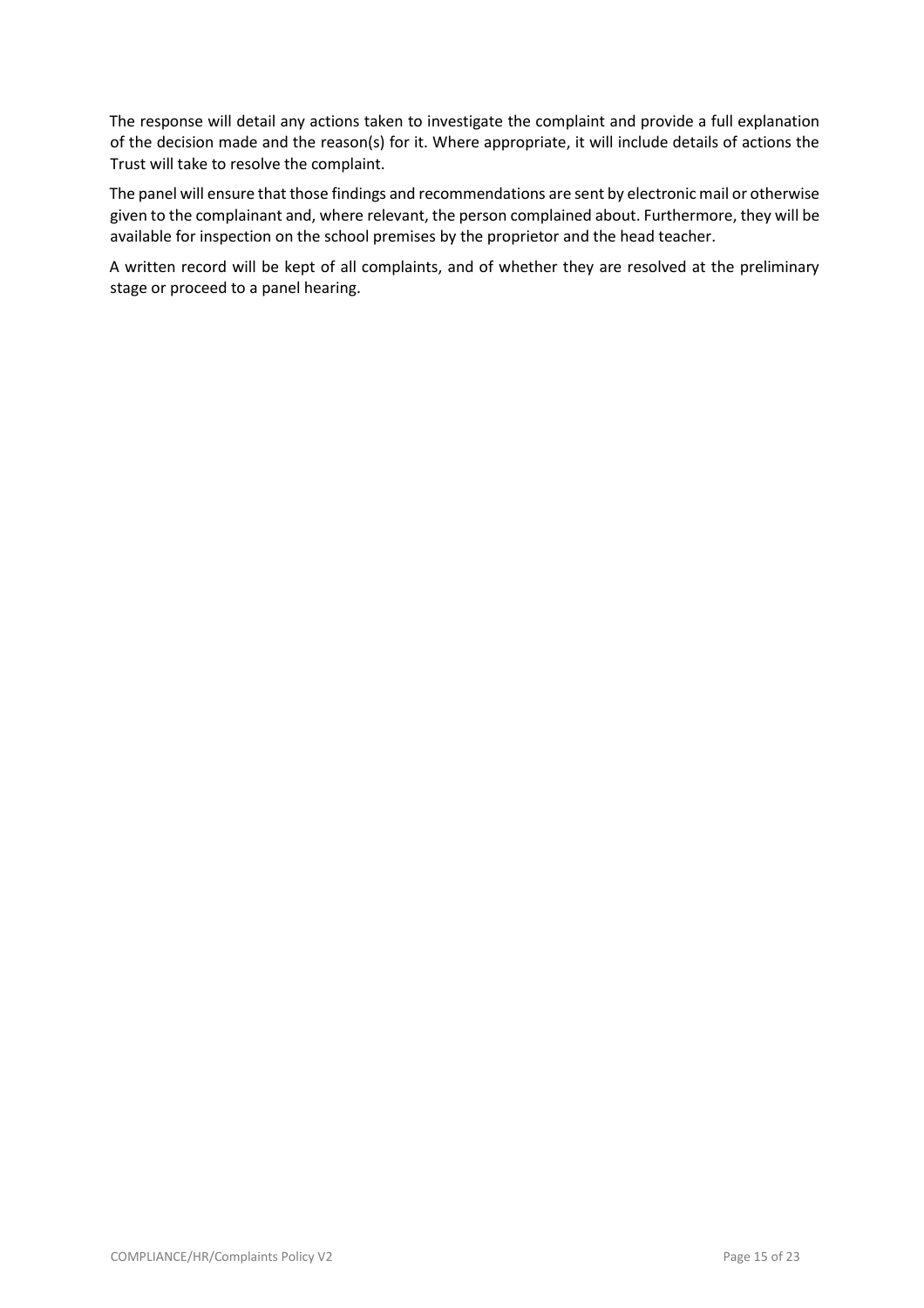The response will detail any actions taken to investigate the complaint and provide a full explanation of the decision made and the reason(s) for it. Where appropriate, it will include details of actions the Trust will take to resolve the complaint.

The panel will ensure that those findings and recommendations are sent by electronic mail or otherwise given to the complainant and, where relevant, the person complained about. Furthermore, they will be available for inspection on the school premises by the proprietor and the head teacher.

A written record will be kept of all complaints, and of whether they are resolved at the preliminary stage or proceed to a panel hearing.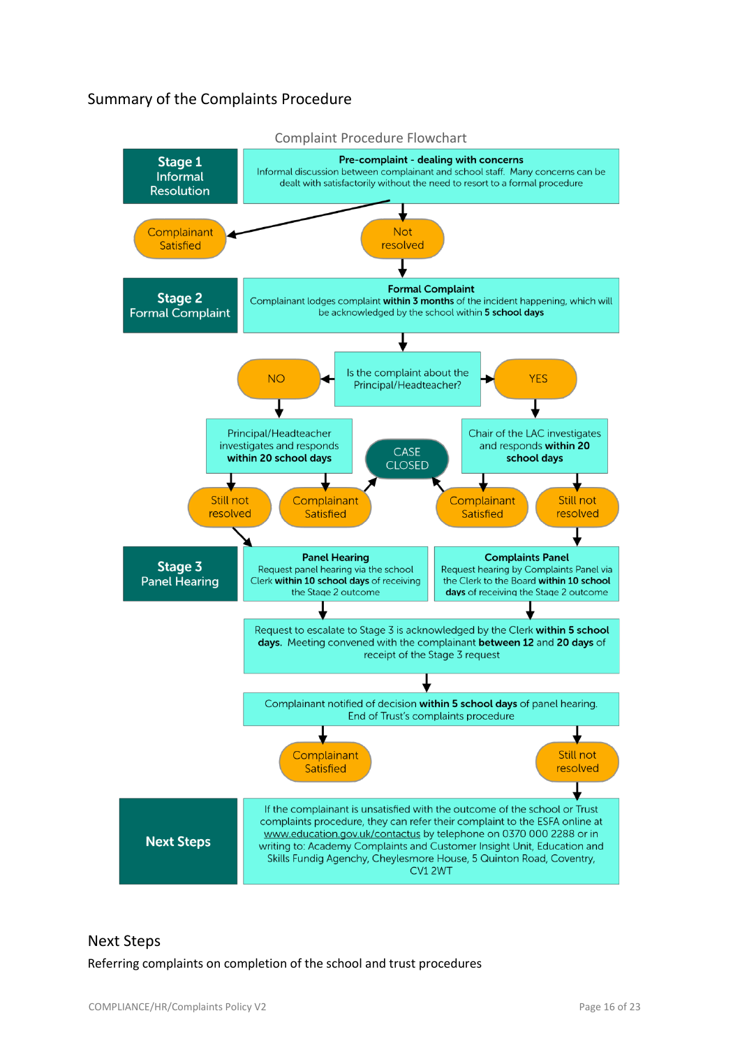## Summary of the Complaints Procedure

Complaint Procedure Flowchart

**Stage 1** Informal Resolution

**Pre-complaint - dealing with concerns**
Informal discussion between complainant and school staff. Many concerns can be dealt with satisfactorily without the need to resort to a formal procedure

- Complainant Satisfied
- Not resolved

**Stage 2** Formal Complaint

**Formal Complaint**
Complainant lodges complaint **within 3 months** of the incident happening, which will be acknowledged by the school within **5 school days**

Is the complaint about the Principal/Headteacher?

- NO → Principal/Headteacher investigates and responds **within 20 school days**
  - Still not resolved
  - Complainant Satisfied → CASE CLOSED
- YES → Chair of the LAC investigates and responds **within 20 school days**
  - Complainant Satisfied → CASE CLOSED
  - Still not resolved

**Stage 3** Panel Hearing

**Panel Hearing**
Request panel hearing via the school Clerk **within 10 school days** of receiving the Stage 2 outcome

**Complaints Panel**
Request hearing by Complaints Panel via the Clerk to the Board **within 10 school days** of receiving the Stage 2 outcome

Request to escalate to Stage 3 is acknowledged by the Clerk **within 5 school days.** Meeting convened with the complainant **between 12** and **20 days** of receipt of the Stage 3 request

Complainant notified of decision **within 5 school days** of panel hearing. End of Trust's complaints procedure

- Complainant Satisfied
- Still not resolved

**Next Steps**

If the complainant is unsatisfied with the outcome of the school or Trust complaints procedure, they can refer their complaint to the ESFA online at www.education.gov.uk/contactus by telephone on 0370 000 2288 or in writing to: Academy Complaints and Customer Insight Unit, Education and Skills Fundig Agenchy, Cheylesmore House, 5 Quinton Road, Coventry, CV1 2WT

## Next Steps

Referring complaints on completion of the school and trust procedures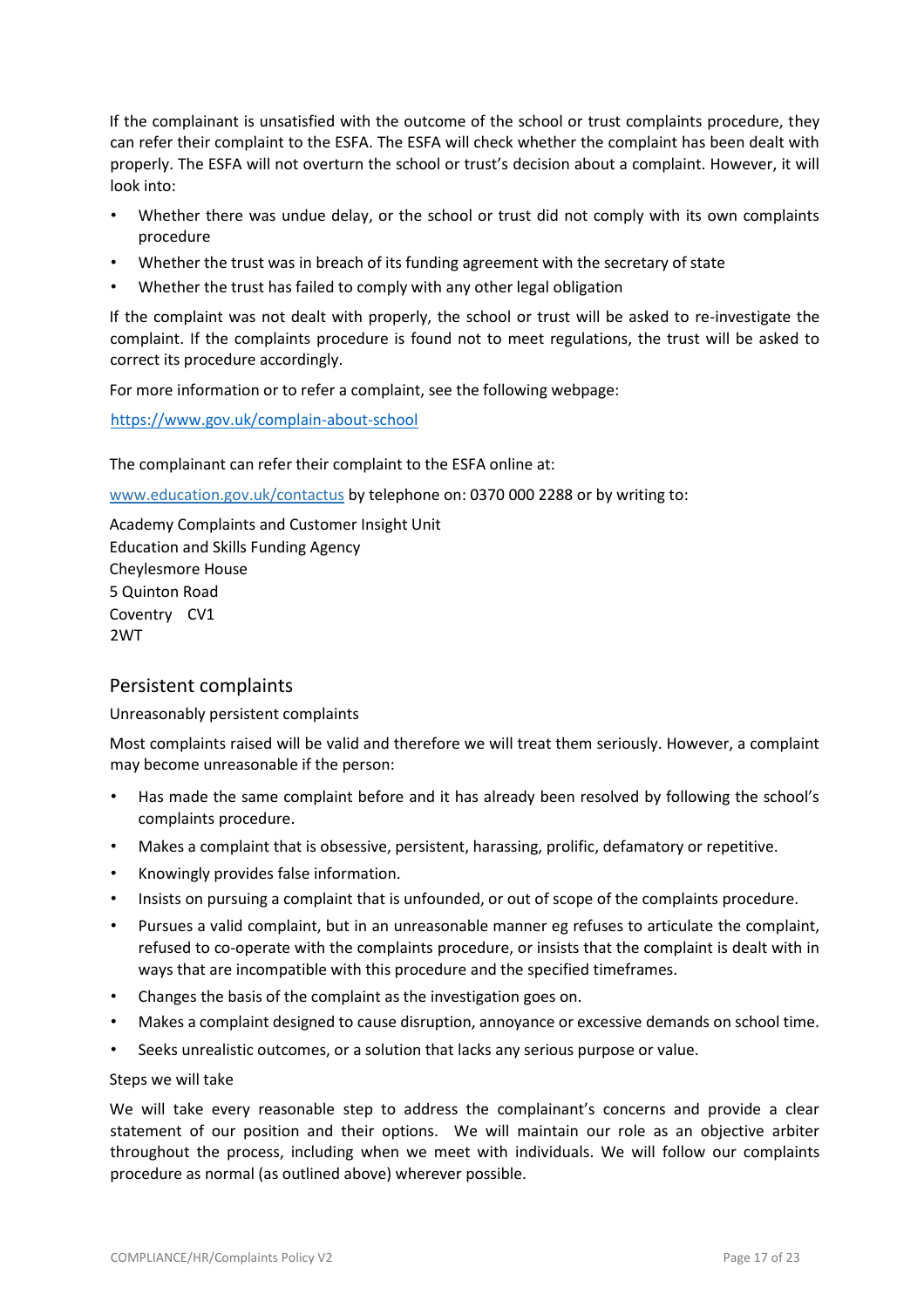If the complainant is unsatisfied with the outcome of the school or trust complaints procedure, they can refer their complaint to the ESFA. The ESFA will check whether the complaint has been dealt with properly. The ESFA will not overturn the school or trust's decision about a complaint. However, it will look into:

- Whether there was undue delay, or the school or trust did not comply with its own complaints procedure
- Whether the trust was in breach of its funding agreement with the secretary of state
- Whether the trust has failed to comply with any other legal obligation

If the complaint was not dealt with properly, the school or trust will be asked to re-investigate the complaint. If the complaints procedure is found not to meet regulations, the trust will be asked to correct its procedure accordingly.

For more information or to refer a complaint, see the following webpage:

https://www.gov.uk/complain-about-school

The complainant can refer their complaint to the ESFA online at:

www.education.gov.uk/contactus by telephone on: 0370 000 2288 or by writing to:

Academy Complaints and Customer Insight Unit
Education and Skills Funding Agency
Cheylesmore House
5 Quinton Road
Coventry CV1
2WT

## Persistent complaints

Unreasonably persistent complaints

Most complaints raised will be valid and therefore we will treat them seriously. However, a complaint may become unreasonable if the person:

- Has made the same complaint before and it has already been resolved by following the school's complaints procedure.
- Makes a complaint that is obsessive, persistent, harassing, prolific, defamatory or repetitive.
- Knowingly provides false information.
- Insists on pursuing a complaint that is unfounded, or out of scope of the complaints procedure.
- Pursues a valid complaint, but in an unreasonable manner eg refuses to articulate the complaint, refused to co-operate with the complaints procedure, or insists that the complaint is dealt with in ways that are incompatible with this procedure and the specified timeframes.
- Changes the basis of the complaint as the investigation goes on.
- Makes a complaint designed to cause disruption, annoyance or excessive demands on school time.
- Seeks unrealistic outcomes, or a solution that lacks any serious purpose or value.

Steps we will take

We will take every reasonable step to address the complainant's concerns and provide a clear statement of our position and their options. We will maintain our role as an objective arbiter throughout the process, including when we meet with individuals. We will follow our complaints procedure as normal (as outlined above) wherever possible.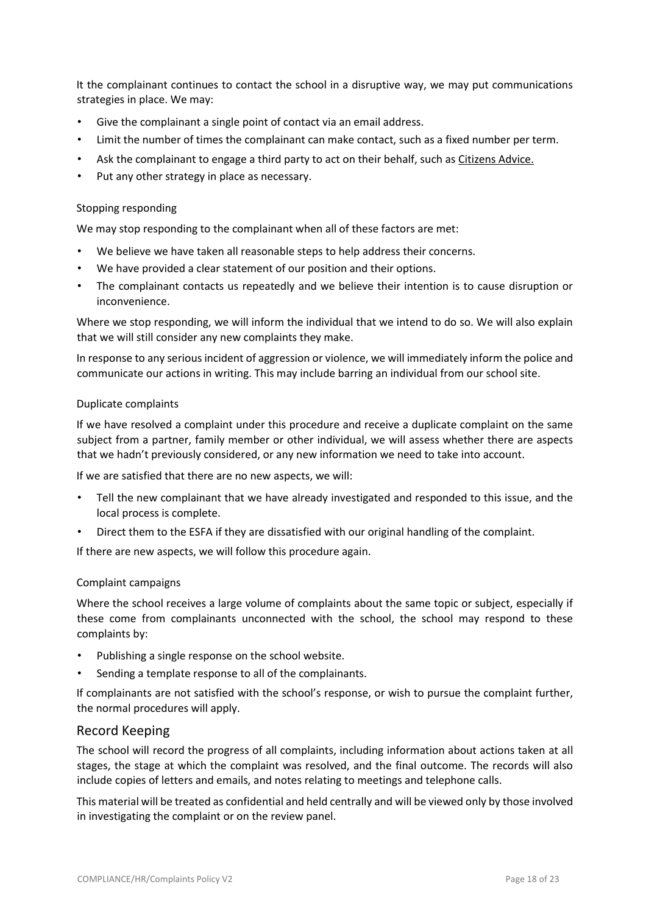It the complainant continues to contact the school in a disruptive way, we may put communications strategies in place. We may:

- Give the complainant a single point of contact via an email address.
- Limit the number of times the complainant can make contact, such as a fixed number per term.
- Ask the complainant to engage a third party to act on their behalf, such as Citizens Advice.
- Put any other strategy in place as necessary.

### Stopping responding

We may stop responding to the complainant when all of these factors are met:

- We believe we have taken all reasonable steps to help address their concerns.
- We have provided a clear statement of our position and their options.
- The complainant contacts us repeatedly and we believe their intention is to cause disruption or inconvenience.

Where we stop responding, we will inform the individual that we intend to do so. We will also explain that we will still consider any new complaints they make.

In response to any serious incident of aggression or violence, we will immediately inform the police and communicate our actions in writing. This may include barring an individual from our school site.

### Duplicate complaints

If we have resolved a complaint under this procedure and receive a duplicate complaint on the same subject from a partner, family member or other individual, we will assess whether there are aspects that we hadn't previously considered, or any new information we need to take into account.

If we are satisfied that there are no new aspects, we will:

- Tell the new complainant that we have already investigated and responded to this issue, and the local process is complete.
- Direct them to the ESFA if they are dissatisfied with our original handling of the complaint.

If there are new aspects, we will follow this procedure again.

### Complaint campaigns

Where the school receives a large volume of complaints about the same topic or subject, especially if these come from complainants unconnected with the school, the school may respond to these complaints by:

- Publishing a single response on the school website.
- Sending a template response to all of the complainants.

If complainants are not satisfied with the school's response, or wish to pursue the complaint further, the normal procedures will apply.

## Record Keeping

The school will record the progress of all complaints, including information about actions taken at all stages, the stage at which the complaint was resolved, and the final outcome. The records will also include copies of letters and emails, and notes relating to meetings and telephone calls.

This material will be treated as confidential and held centrally and will be viewed only by those involved in investigating the complaint or on the review panel.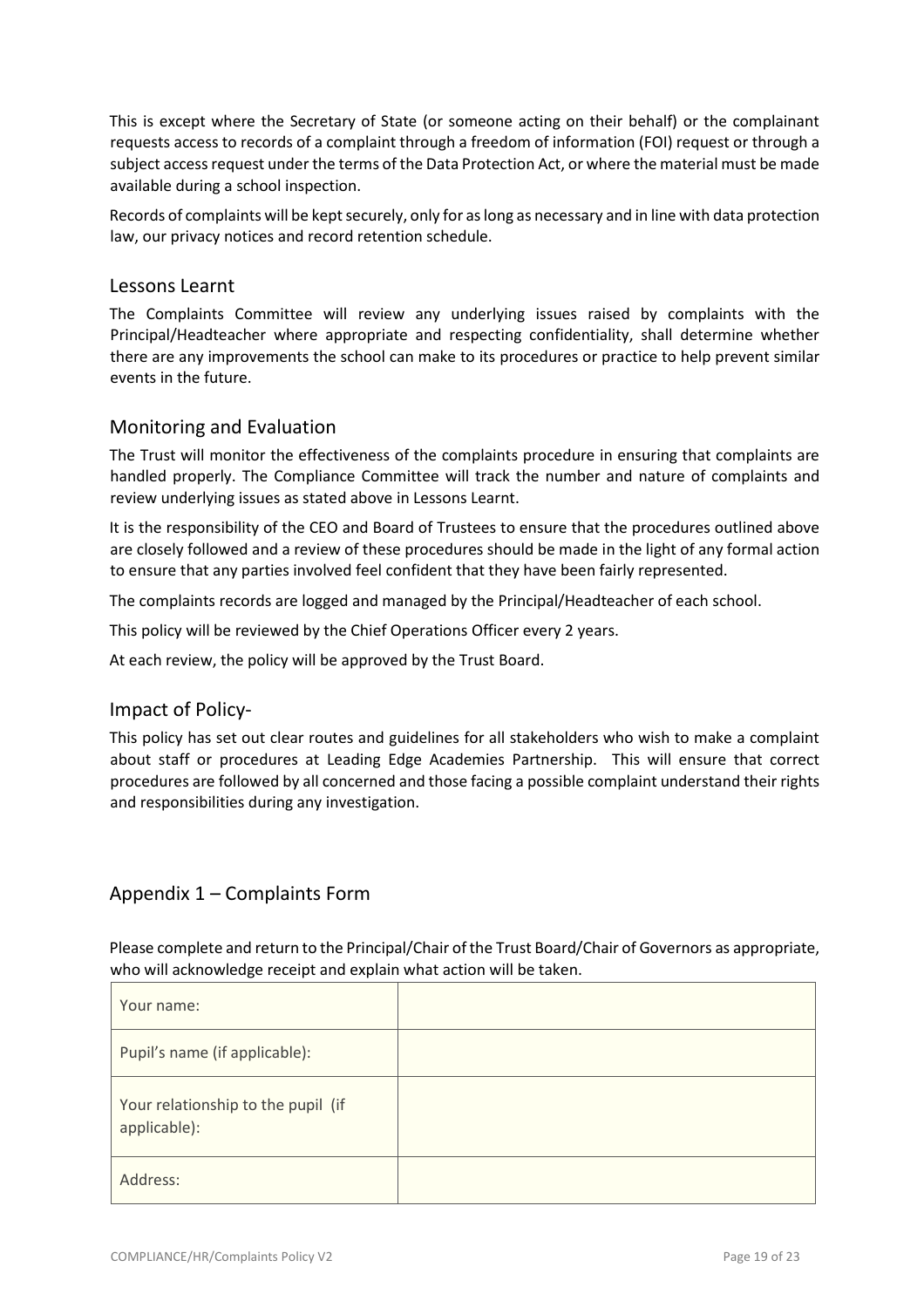This is except where the Secretary of State (or someone acting on their behalf) or the complainant requests access to records of a complaint through a freedom of information (FOI) request or through a subject access request under the terms of the Data Protection Act, or where the material must be made available during a school inspection.

Records of complaints will be kept securely, only for as long as necessary and in line with data protection law, our privacy notices and record retention schedule.

## Lessons Learnt

The Complaints Committee will review any underlying issues raised by complaints with the Principal/Headteacher where appropriate and respecting confidentiality, shall determine whether there are any improvements the school can make to its procedures or practice to help prevent similar events in the future.

## Monitoring and Evaluation

The Trust will monitor the effectiveness of the complaints procedure in ensuring that complaints are handled properly. The Compliance Committee will track the number and nature of complaints and review underlying issues as stated above in Lessons Learnt.

It is the responsibility of the CEO and Board of Trustees to ensure that the procedures outlined above are closely followed and a review of these procedures should be made in the light of any formal action to ensure that any parties involved feel confident that they have been fairly represented.

The complaints records are logged and managed by the Principal/Headteacher of each school.

This policy will be reviewed by the Chief Operations Officer every 2 years.

At each review, the policy will be approved by the Trust Board.

## Impact of Policy-

This policy has set out clear routes and guidelines for all stakeholders who wish to make a complaint about staff or procedures at Leading Edge Academies Partnership. This will ensure that correct procedures are followed by all concerned and those facing a possible complaint understand their rights and responsibilities during any investigation.

## Appendix 1 – Complaints Form

Please complete and return to the Principal/Chair of the Trust Board/Chair of Governors as appropriate, who will acknowledge receipt and explain what action will be taken.

| | |
|---|---|
| Your name: | |
| Pupil's name (if applicable): | |
| Your relationship to the pupil (if applicable): | |
| Address: | |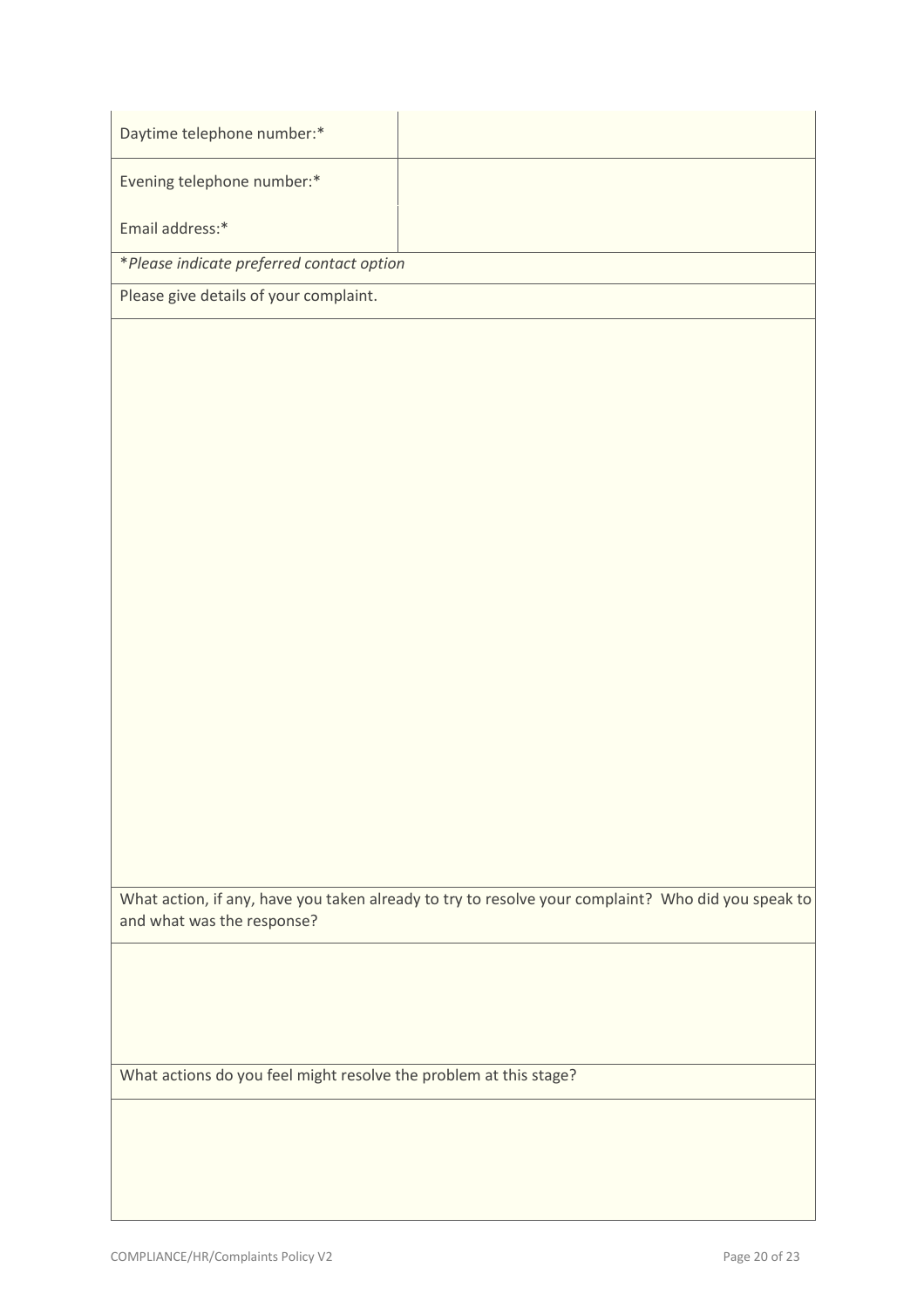| | |
|---|---|
| Daytime telephone number:* | |
| Evening telephone number:* | |
| Email address:* | |

*Please indicate preferred contact option*

| Please give details of your complaint. |
|---|
| |

| What action, if any, have you taken already to try to resolve your complaint? Who did you speak to and what was the response? |
|---|
| |

| What actions do you feel might resolve the problem at this stage? |
|---|
| |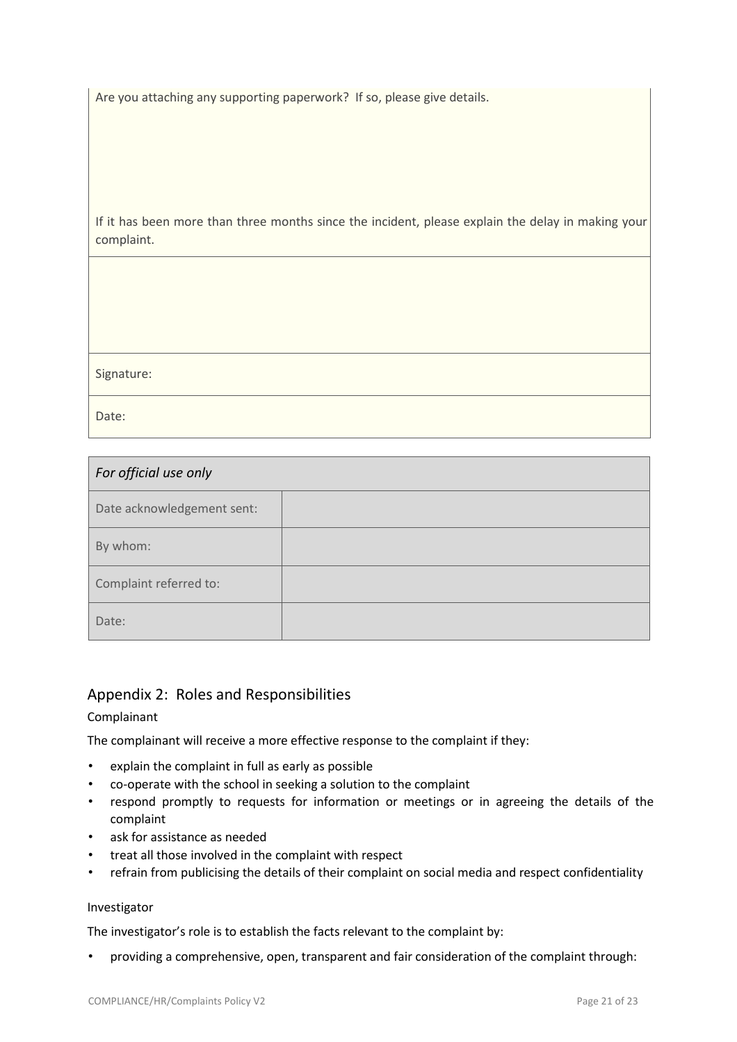| Are you attaching any supporting paperwork? If so, please give details. |
| --- |
| |
| If it has been more than three months since the incident, please explain the delay in making your complaint. |
| |
| Signature: |
| Date: |

| *For official use only* | |
| --- | --- |
| Date acknowledgement sent: | |
| By whom: | |
| Complaint referred to: | |
| Date: | |

## Appendix 2: Roles and Responsibilities

### Complainant

The complainant will receive a more effective response to the complaint if they:

- explain the complaint in full as early as possible
- co-operate with the school in seeking a solution to the complaint
- respond promptly to requests for information or meetings or in agreeing the details of the complaint
- ask for assistance as needed
- treat all those involved in the complaint with respect
- refrain from publicising the details of their complaint on social media and respect confidentiality

### Investigator

The investigator's role is to establish the facts relevant to the complaint by:

- providing a comprehensive, open, transparent and fair consideration of the complaint through: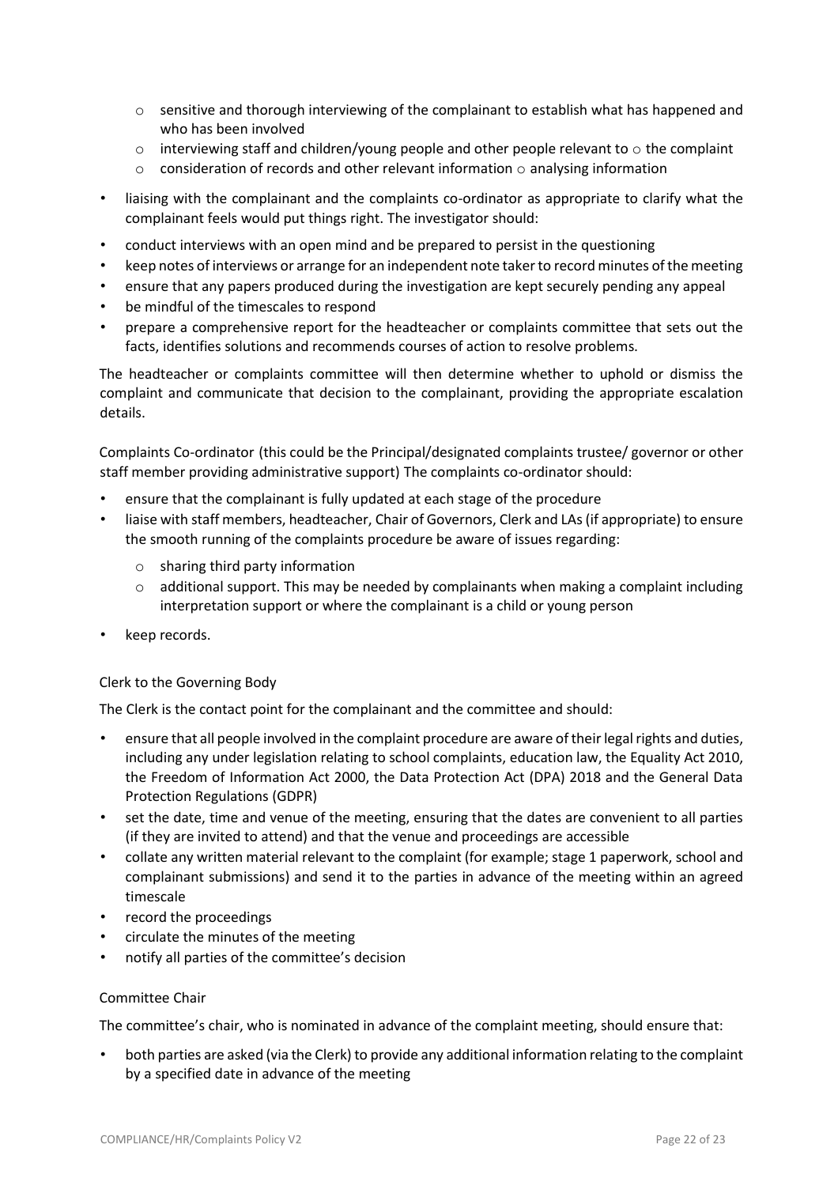- sensitive and thorough interviewing of the complainant to establish what has happened and who has been involved
  - interviewing staff and children/young people and other people relevant to o the complaint
  - consideration of records and other relevant information o analysing information
- liaising with the complainant and the complaints co-ordinator as appropriate to clarify what the complainant feels would put things right. The investigator should:
- conduct interviews with an open mind and be prepared to persist in the questioning
- keep notes of interviews or arrange for an independent note taker to record minutes of the meeting
- ensure that any papers produced during the investigation are kept securely pending any appeal
- be mindful of the timescales to respond
- prepare a comprehensive report for the headteacher or complaints committee that sets out the facts, identifies solutions and recommends courses of action to resolve problems.

The headteacher or complaints committee will then determine whether to uphold or dismiss the complaint and communicate that decision to the complainant, providing the appropriate escalation details.

Complaints Co-ordinator (this could be the Principal/designated complaints trustee/ governor or other staff member providing administrative support) The complaints co-ordinator should:

- ensure that the complainant is fully updated at each stage of the procedure
- liaise with staff members, headteacher, Chair of Governors, Clerk and LAs (if appropriate) to ensure the smooth running of the complaints procedure be aware of issues regarding:
  - sharing third party information
  - additional support. This may be needed by complainants when making a complaint including interpretation support or where the complainant is a child or young person
- keep records.

Clerk to the Governing Body

The Clerk is the contact point for the complainant and the committee and should:

- ensure that all people involved in the complaint procedure are aware of their legal rights and duties, including any under legislation relating to school complaints, education law, the Equality Act 2010, the Freedom of Information Act 2000, the Data Protection Act (DPA) 2018 and the General Data Protection Regulations (GDPR)
- set the date, time and venue of the meeting, ensuring that the dates are convenient to all parties (if they are invited to attend) and that the venue and proceedings are accessible
- collate any written material relevant to the complaint (for example; stage 1 paperwork, school and complainant submissions) and send it to the parties in advance of the meeting within an agreed timescale
- record the proceedings
- circulate the minutes of the meeting
- notify all parties of the committee's decision

Committee Chair

The committee's chair, who is nominated in advance of the complaint meeting, should ensure that:

- both parties are asked (via the Clerk) to provide any additional information relating to the complaint by a specified date in advance of the meeting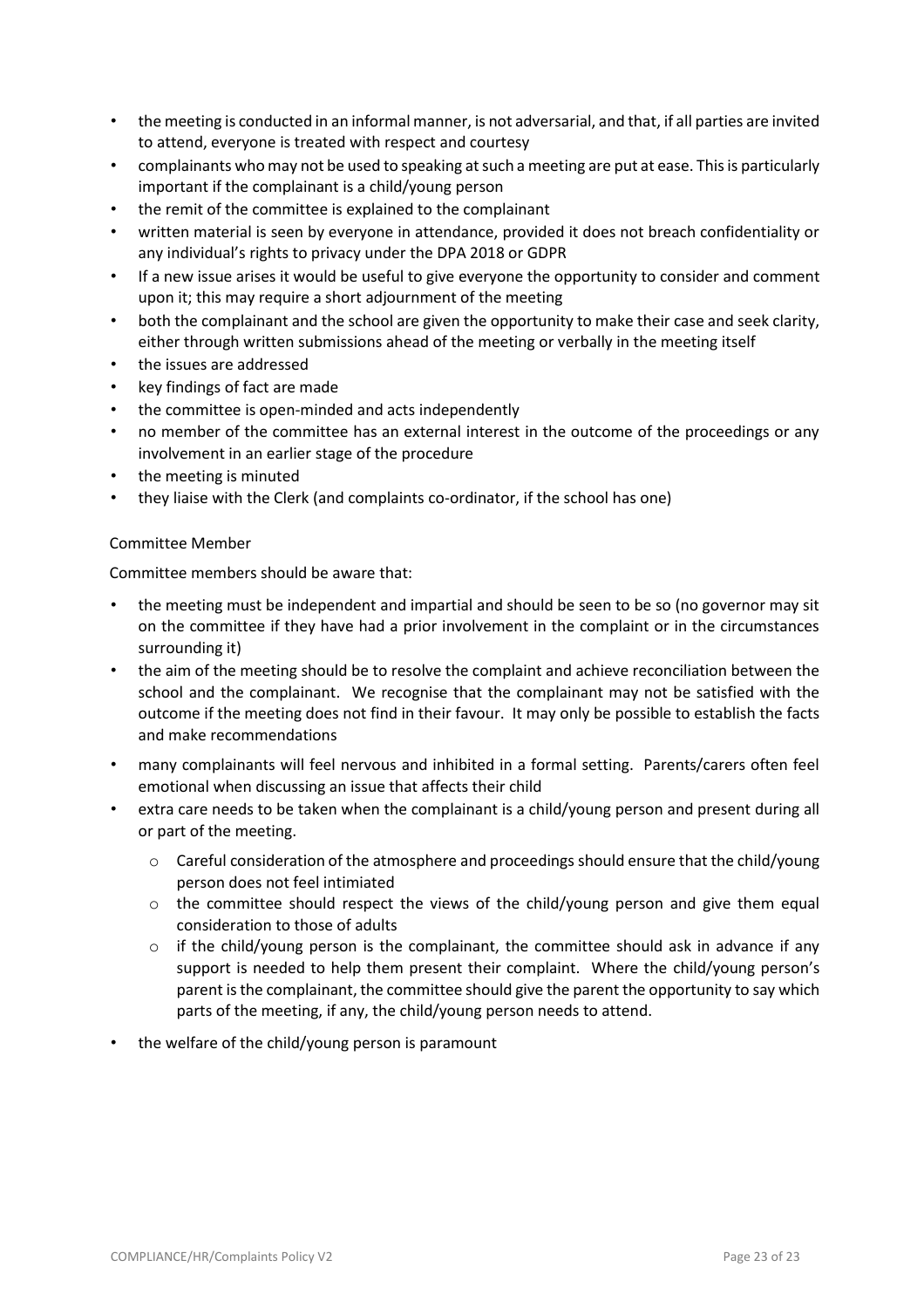- the meeting is conducted in an informal manner, is not adversarial, and that, if all parties are invited to attend, everyone is treated with respect and courtesy
- complainants who may not be used to speaking at such a meeting are put at ease. This is particularly important if the complainant is a child/young person
- the remit of the committee is explained to the complainant
- written material is seen by everyone in attendance, provided it does not breach confidentiality or any individual's rights to privacy under the DPA 2018 or GDPR
- If a new issue arises it would be useful to give everyone the opportunity to consider and comment upon it; this may require a short adjournment of the meeting
- both the complainant and the school are given the opportunity to make their case and seek clarity, either through written submissions ahead of the meeting or verbally in the meeting itself
- the issues are addressed
- key findings of fact are made
- the committee is open-minded and acts independently
- no member of the committee has an external interest in the outcome of the proceedings or any involvement in an earlier stage of the procedure
- the meeting is minuted
- they liaise with the Clerk (and complaints co-ordinator, if the school has one)

Committee Member

Committee members should be aware that:

- the meeting must be independent and impartial and should be seen to be so (no governor may sit on the committee if they have had a prior involvement in the complaint or in the circumstances surrounding it)
- the aim of the meeting should be to resolve the complaint and achieve reconciliation between the school and the complainant. We recognise that the complainant may not be satisfied with the outcome if the meeting does not find in their favour. It may only be possible to establish the facts and make recommendations
- many complainants will feel nervous and inhibited in a formal setting. Parents/carers often feel emotional when discussing an issue that affects their child
- extra care needs to be taken when the complainant is a child/young person and present during all or part of the meeting.
    - Careful consideration of the atmosphere and proceedings should ensure that the child/young person does not feel intimiated
    - the committee should respect the views of the child/young person and give them equal consideration to those of adults
    - if the child/young person is the complainant, the committee should ask in advance if any support is needed to help them present their complaint. Where the child/young person's parent is the complainant, the committee should give the parent the opportunity to say which parts of the meeting, if any, the child/young person needs to attend.
- the welfare of the child/young person is paramount